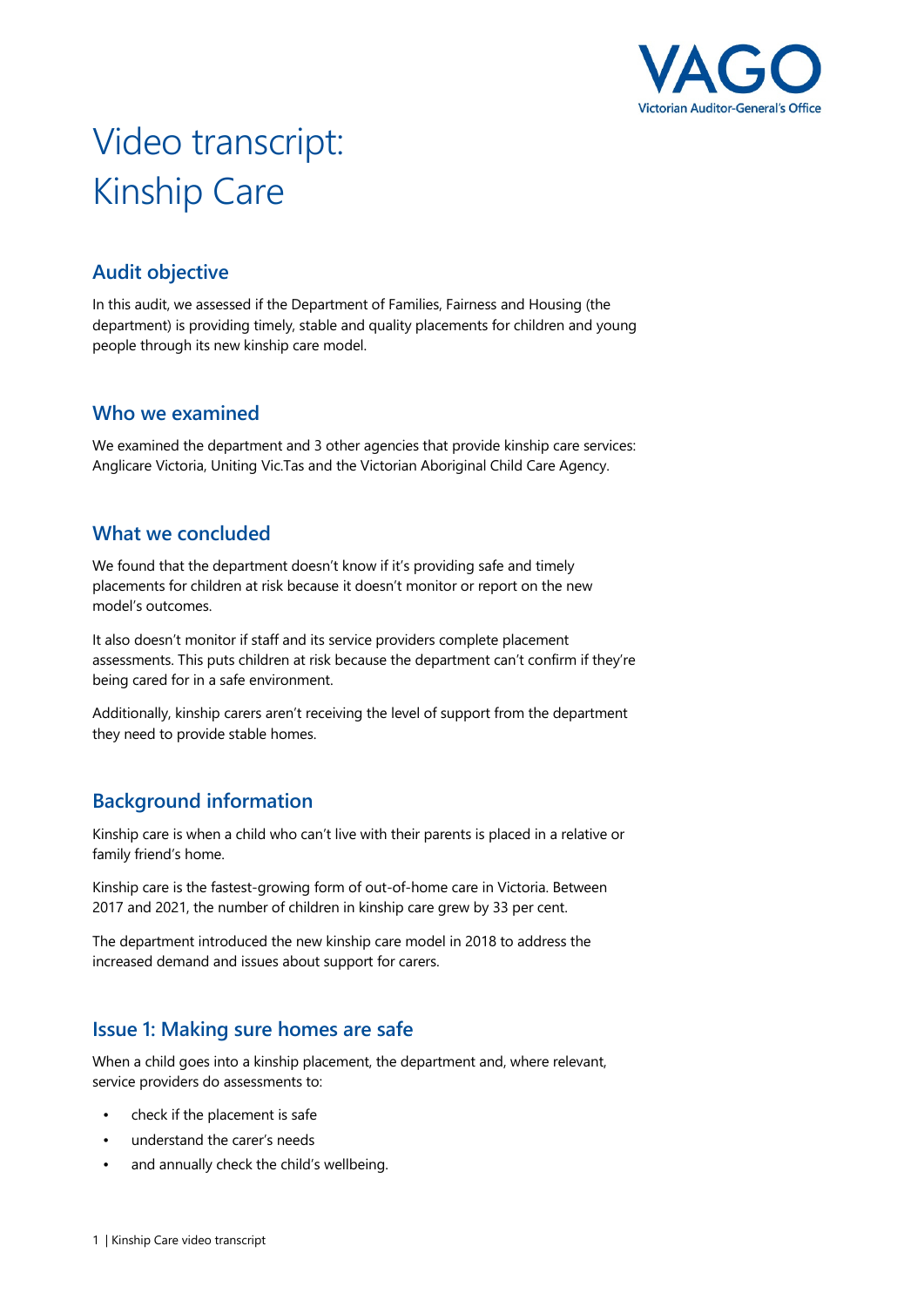# Video transcript: Kinship Care

## Audit objective

In this audit, we assessed if the Department of Families, Fairness and Housing (the department) is providing timely, stable and quality placements for children and young people through its new kinship care model.

## Who we examined

We examined the department and 3 other agencies that provide kinship care services: Anglicare Victoria, Uniting Vic.Tas and the Victorian Aboriginal Child Care Agency.

## What we concluded

We found that the department doesn't know if it's providing safe and timely placements for children at risk because it doesn't monitor or report on the new model's outcomes.

It also doesn't monitor if staff and its service providers complete placement assessments. This puts children at risk because the department can't confirm if they're being cared for in a safe environment.

Additionally, kinship carers aren't receiving the level of support from the department they need to provide stable homes.

## Background information

Kinship care is when a child who can't live with their parents is placed in a relative or family friend's home.

Kinship care is the fastest-growing form of out-of-home care in Victoria. Between 2017 and 2021, the number of children in kinship care grew by 33 per cent.

The department introduced the new kinship care model in 2018 to address the increased demand and issues about support for carers.

## Issue 1: Making sure homes are safe

When a child goes into a kinship placement, the department and, where relevant, service providers do assessments to:

- check if the placement is safe
- understand the carer's needs
- and annually check the child's wellbeing.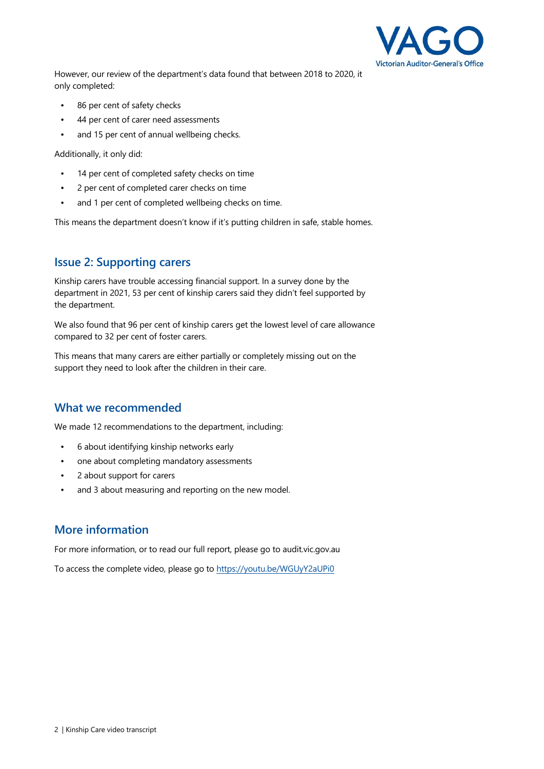However, our review of the department's data found that between 2018 to 2020, it only completed:

- 86 per cent of safety checks
- 44 per cent of carer need assessments
- and 15 per cent of annual wellbeing checks.

Additionally, it only did:

- 14 per cent of completed safety checks on time
- 2 per cent of completed carer checks on time
- and 1 per cent of completed wellbeing checks on time.

This means the department doesn't know if it's putting children in safe, stable homes.

## Issue 2: Supporting carers

Kinship carers have trouble accessing financial support. In a survey done by the department in 2021, 53 per cent of kinship carers said they didn't feel supported by the department.

We also found that 96 per cent of kinship carers get the lowest level of care allowance compared to 32 per cent of foster carers.

This means that many carers are either partially or completely missing out on the support they need to look after the children in their care.

## What we recommended

We made 12 recommendations to the department, including:

- 6 about identifying kinship networks early
- one about completing mandatory assessments
- 2 about support for carers
- and 3 about measuring and reporting on the new model.

## More information

For more information, or to read our full report, please go to audit.vic.gov.au

To access the complete video, please go to https://youtu.be/WGUyY2aUPi0